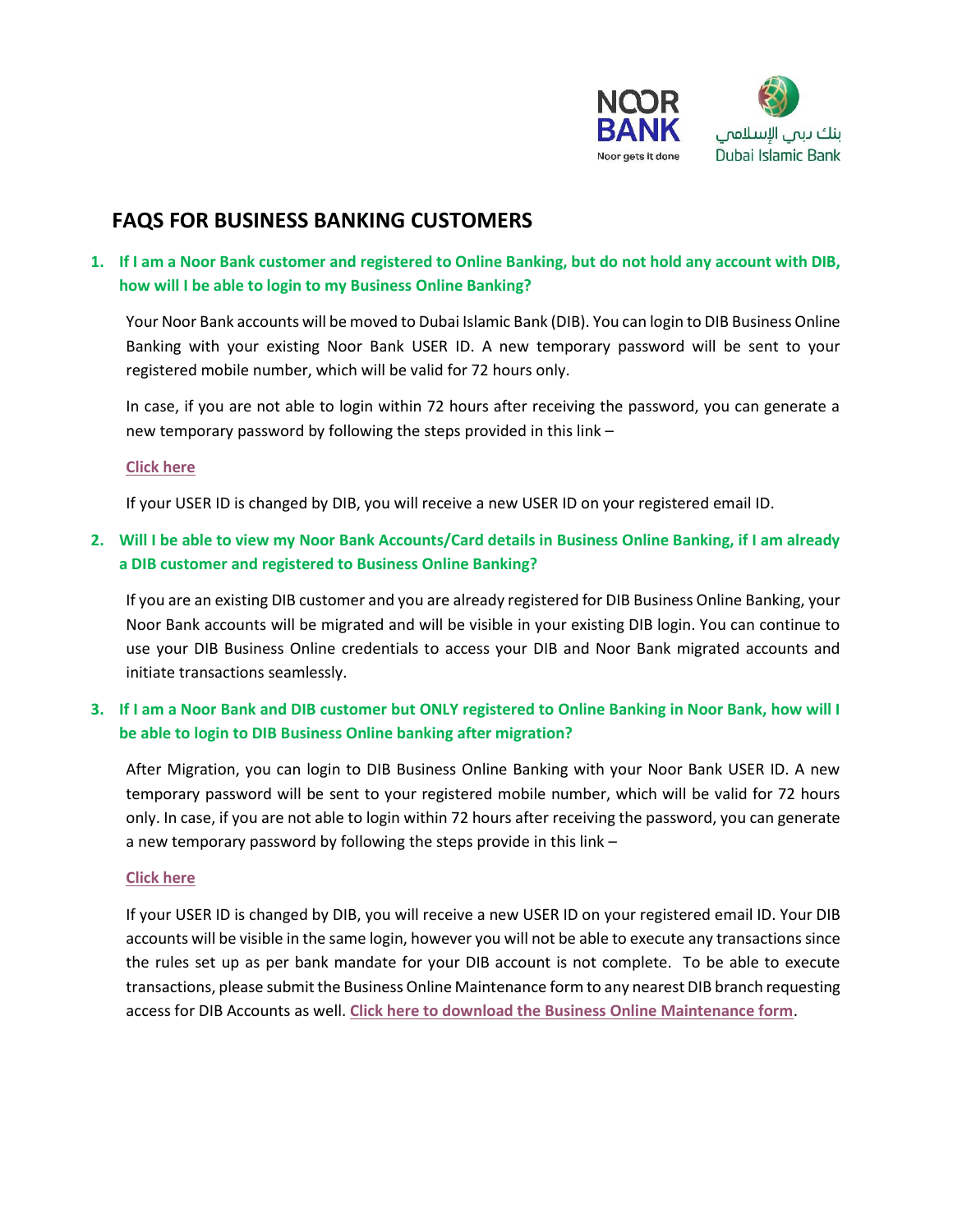# FAQS FOR BUSINESS BANKING CUSTOMERS

**1. If I am a Noor Bank customer and registered to Online Banking, but do not hold any account with DIB, how will I be able to login to my Business Online Banking?**

Your Noor Bank accounts will be moved to Dubai Islamic Bank (DIB). You can login to DIB Business Online Banking with your existing Noor Bank USER ID. A new temporary password will be sent to your registered mobile number, which will be valid for 72 hours only.

In case, if you are not able to login within 72 hours after receiving the password, you can generate a new temporary password by following the steps provided in this link –

Click here

If your USER ID is changed by DIB, you will receive a new USER ID on your registered email ID.

**2. Will I be able to view my Noor Bank Accounts/Card details in Business Online Banking, if I am already a DIB customer and registered to Business Online Banking?**

If you are an existing DIB customer and you are already registered for DIB Business Online Banking, your Noor Bank accounts will be migrated and will be visible in your existing DIB login. You can continue to use your DIB Business Online credentials to access your DIB and Noor Bank migrated accounts and initiate transactions seamlessly.

**3. If I am a Noor Bank and DIB customer but ONLY registered to Online Banking in Noor Bank, how will I be able to login to DIB Business Online banking after migration?**

After Migration, you can login to DIB Business Online Banking with your Noor Bank USER ID. A new temporary password will be sent to your registered mobile number, which will be valid for 72 hours only. In case, if you are not able to login within 72 hours after receiving the password, you can generate a new temporary password by following the steps provide in this link –

Click here

If your USER ID is changed by DIB, you will receive a new USER ID on your registered email ID. Your DIB accounts will be visible in the same login, however you will not be able to execute any transactions since the rules set up as per bank mandate for your DIB account is not complete. To be able to execute transactions, please submit the Business Online Maintenance form to any nearest DIB branch requesting access for DIB Accounts as well. **Click here to download the Business Online Maintenance form**.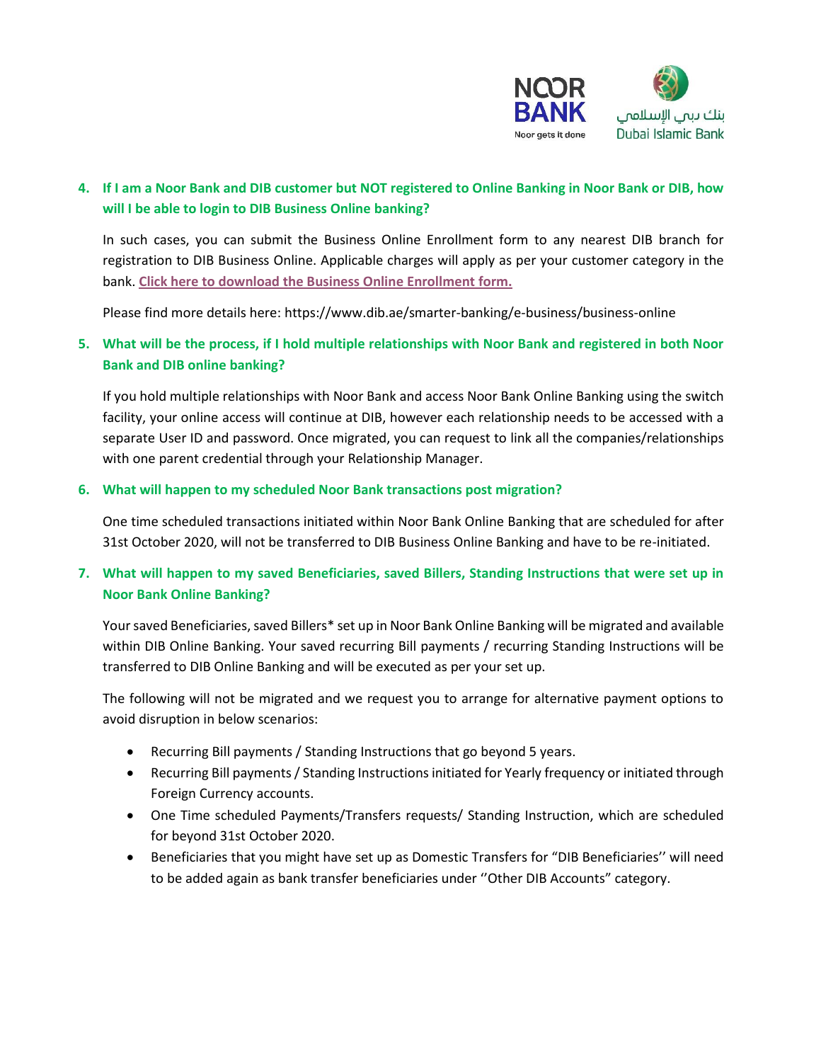4. **If I am a Noor Bank and DIB customer but NOT registered to Online Banking in Noor Bank or DIB, how will I be able to login to DIB Business Online banking?**

   In such cases, you can submit the Business Online Enrollment form to any nearest DIB branch for registration to DIB Business Online. Applicable charges will apply as per your customer category in the bank. **Click here to download the Business Online Enrollment form.**

   Please find more details here: https://www.dib.ae/smarter-banking/e-business/business-online

5. **What will be the process, if I hold multiple relationships with Noor Bank and registered in both Noor Bank and DIB online banking?**

   If you hold multiple relationships with Noor Bank and access Noor Bank Online Banking using the switch facility, your online access will continue at DIB, however each relationship needs to be accessed with a separate User ID and password. Once migrated, you can request to link all the companies/relationships with one parent credential through your Relationship Manager.

6. **What will happen to my scheduled Noor Bank transactions post migration?**

   One time scheduled transactions initiated within Noor Bank Online Banking that are scheduled for after 31st October 2020, will not be transferred to DIB Business Online Banking and have to be re-initiated.

7. **What will happen to my saved Beneficiaries, saved Billers, Standing Instructions that were set up in Noor Bank Online Banking?**

   Your saved Beneficiaries, saved Billers* set up in Noor Bank Online Banking will be migrated and available within DIB Online Banking. Your saved recurring Bill payments / recurring Standing Instructions will be transferred to DIB Online Banking and will be executed as per your set up.

   The following will not be migrated and we request you to arrange for alternative payment options to avoid disruption in below scenarios:

   - Recurring Bill payments / Standing Instructions that go beyond 5 years.
   - Recurring Bill payments / Standing Instructions initiated for Yearly frequency or initiated through Foreign Currency accounts.
   - One Time scheduled Payments/Transfers requests/ Standing Instruction, which are scheduled for beyond 31st October 2020.
   - Beneficiaries that you might have set up as Domestic Transfers for "DIB Beneficiaries'' will need to be added again as bank transfer beneficiaries under ''Other DIB Accounts" category.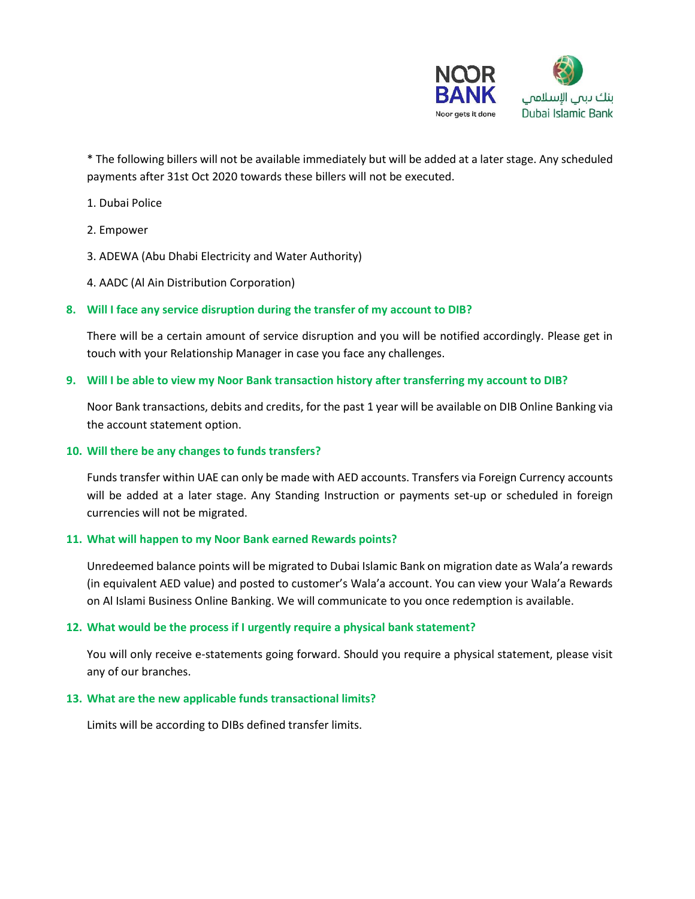* The following billers will not be available immediately but will be added at a later stage. Any scheduled payments after 31st Oct 2020 towards these billers will not be executed.

1. Dubai Police
2. Empower
3. ADEWA (Abu Dhabi Electricity and Water Authority)
4. AADC (Al Ain Distribution Corporation)

### 8. Will I face any service disruption during the transfer of my account to DIB?

There will be a certain amount of service disruption and you will be notified accordingly. Please get in touch with your Relationship Manager in case you face any challenges.

### 9. Will I be able to view my Noor Bank transaction history after transferring my account to DIB?

Noor Bank transactions, debits and credits, for the past 1 year will be available on DIB Online Banking via the account statement option.

### 10. Will there be any changes to funds transfers?

Funds transfer within UAE can only be made with AED accounts. Transfers via Foreign Currency accounts will be added at a later stage. Any Standing Instruction or payments set-up or scheduled in foreign currencies will not be migrated.

### 11. What will happen to my Noor Bank earned Rewards points?

Unredeemed balance points will be migrated to Dubai Islamic Bank on migration date as Wala'a rewards (in equivalent AED value) and posted to customer's Wala'a account. You can view your Wala'a Rewards on Al Islami Business Online Banking. We will communicate to you once redemption is available.

### 12. What would be the process if I urgently require a physical bank statement?

You will only receive e-statements going forward. Should you require a physical statement, please visit any of our branches.

### 13. What are the new applicable funds transactional limits?

Limits will be according to DIBs defined transfer limits.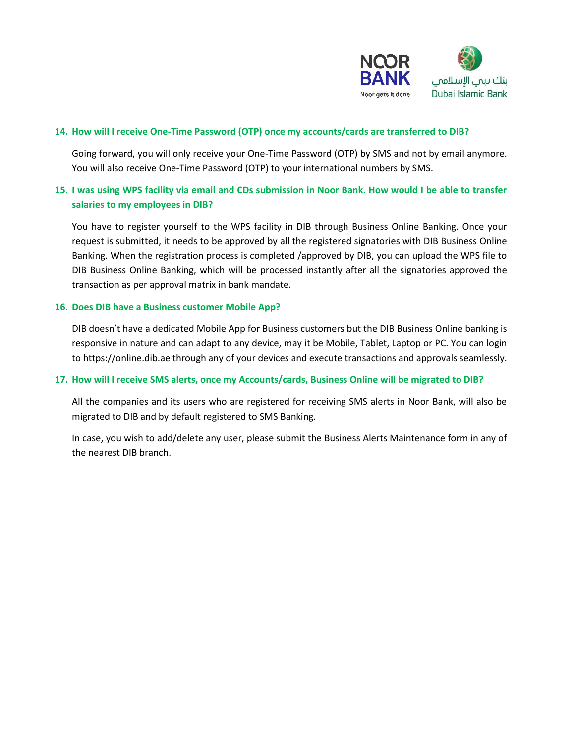14. **How will I receive One-Time Password (OTP) once my accounts/cards are transferred to DIB?**

    Going forward, you will only receive your One-Time Password (OTP) by SMS and not by email anymore. You will also receive One-Time Password (OTP) to your international numbers by SMS.

15. **I was using WPS facility via email and CDs submission in Noor Bank. How would I be able to transfer salaries to my employees in DIB?**

    You have to register yourself to the WPS facility in DIB through Business Online Banking. Once your request is submitted, it needs to be approved by all the registered signatories with DIB Business Online Banking. When the registration process is completed /approved by DIB, you can upload the WPS file to DIB Business Online Banking, which will be processed instantly after all the signatories approved the transaction as per approval matrix in bank mandate.

16. **Does DIB have a Business customer Mobile App?**

    DIB doesn't have a dedicated Mobile App for Business customers but the DIB Business Online banking is responsive in nature and can adapt to any device, may it be Mobile, Tablet, Laptop or PC. You can login to https://online.dib.ae through any of your devices and execute transactions and approvals seamlessly.

17. **How will I receive SMS alerts, once my Accounts/cards, Business Online will be migrated to DIB?**

    All the companies and its users who are registered for receiving SMS alerts in Noor Bank, will also be migrated to DIB and by default registered to SMS Banking.

    In case, you wish to add/delete any user, please submit the Business Alerts Maintenance form in any of the nearest DIB branch.